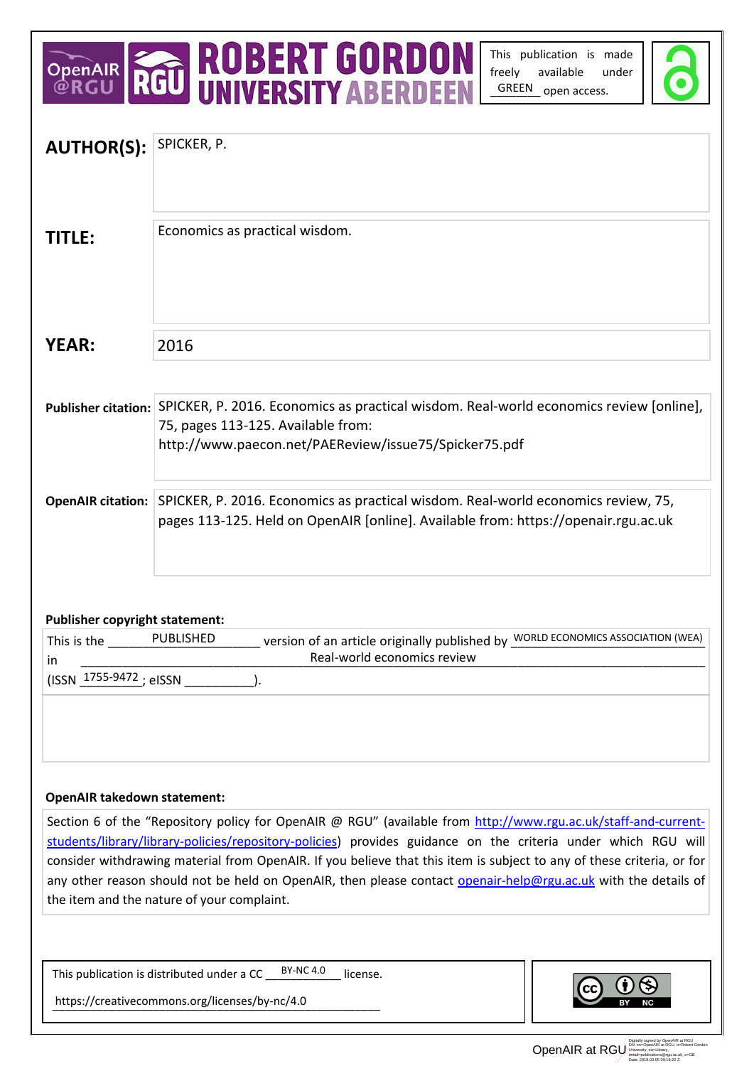OpenAIR @RGU | RGU | ROBERT GORDON UNIVERSITY ABERDEEN

This publication is made freely available under GREEN open access.

| | |
|---|---|
| **AUTHOR(S):** | SPICKER, P. |
| **TITLE:** | Economics as practical wisdom. |
| **YEAR:** | 2016 |

**Publisher citation:** SPICKER, P. 2016. Economics as practical wisdom. Real-world economics review [online], 75, pages 113-125. Available from: http://www.paecon.net/PAEReview/issue75/Spicker75.pdf

**OpenAIR citation:** SPICKER, P. 2016. Economics as practical wisdom. Real-world economics review, 75, pages 113-125. Held on OpenAIR [online]. Available from: https://openair.rgu.ac.uk

**Publisher copyright statement:**

This is the PUBLISHED version of an article originally published by WORLD ECONOMICS ASSOCIATION (WEA) in Real-world economics review (ISSN 1755-9472; eISSN ________).

**OpenAIR takedown statement:**

Section 6 of the "Repository policy for OpenAIR @ RGU" (available from http://www.rgu.ac.uk/staff-and-current-students/library/library-policies/repository-policies) provides guidance on the criteria under which RGU will consider withdrawing material from OpenAIR. If you believe that this item is subject to any of these criteria, or for any other reason should not be held on OpenAIR, then please contact openair-help@rgu.ac.uk with the details of the item and the nature of your complaint.

This publication is distributed under a CC BY-NC 4.0 license.

https://creativecommons.org/licenses/by-nc/4.0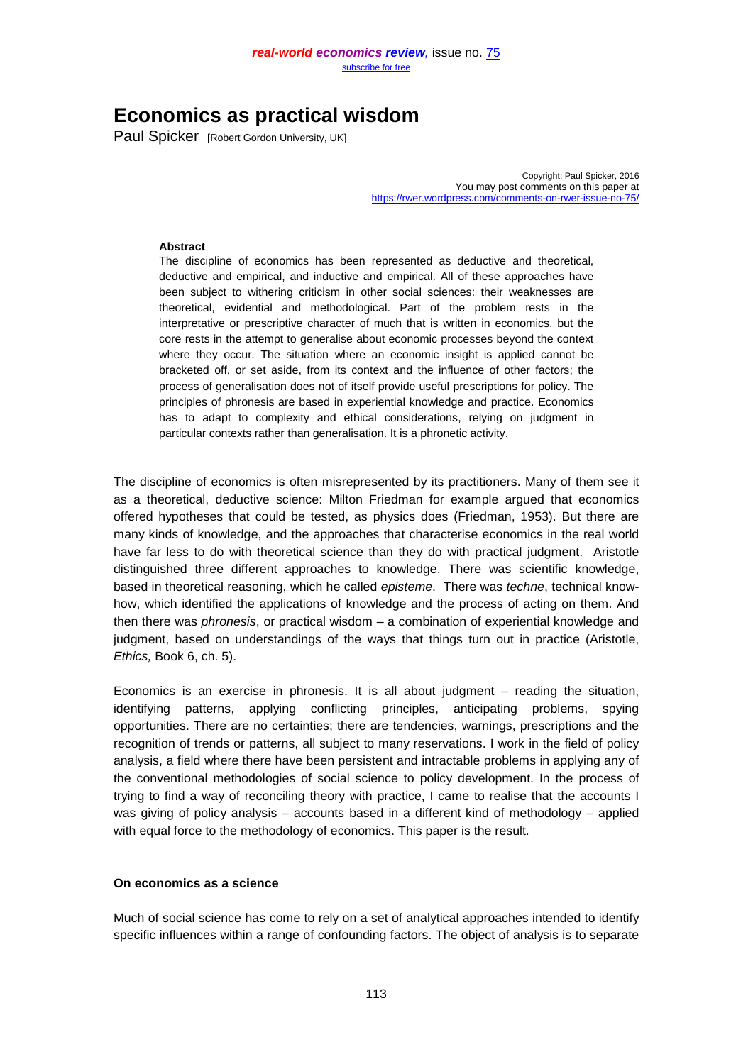# Economics as practical wisdom

Paul Spicker [Robert Gordon University, UK]

Copyright: Paul Spicker, 2016
You may post comments on this paper at
https://rwer.wordpress.com/comments-on-rwer-issue-no-75/

**Abstract**

The discipline of economics has been represented as deductive and theoretical, deductive and empirical, and inductive and empirical. All of these approaches have been subject to withering criticism in other social sciences: their weaknesses are theoretical, evidential and methodological. Part of the problem rests in the interpretative or prescriptive character of much that is written in economics, but the core rests in the attempt to generalise about economic processes beyond the context where they occur. The situation where an economic insight is applied cannot be bracketed off, or set aside, from its context and the influence of other factors; the process of generalisation does not of itself provide useful prescriptions for policy. The principles of phronesis are based in experiential knowledge and practice. Economics has to adapt to complexity and ethical considerations, relying on judgment in particular contexts rather than generalisation. It is a phronetic activity.

The discipline of economics is often misrepresented by its practitioners. Many of them see it as a theoretical, deductive science: Milton Friedman for example argued that economics offered hypotheses that could be tested, as physics does (Friedman, 1953). But there are many kinds of knowledge, and the approaches that characterise economics in the real world have far less to do with theoretical science than they do with practical judgment. Aristotle distinguished three different approaches to knowledge. There was scientific knowledge, based in theoretical reasoning, which he called *episteme*. There was *techne*, technical know-how, which identified the applications of knowledge and the process of acting on them. And then there was *phronesis*, or practical wisdom – a combination of experiential knowledge and judgment, based on understandings of the ways that things turn out in practice (Aristotle, *Ethics,* Book 6, ch. 5).

Economics is an exercise in phronesis. It is all about judgment – reading the situation, identifying patterns, applying conflicting principles, anticipating problems, spying opportunities. There are no certainties; there are tendencies, warnings, prescriptions and the recognition of trends or patterns, all subject to many reservations. I work in the field of policy analysis, a field where there have been persistent and intractable problems in applying any of the conventional methodologies of social science to policy development. In the process of trying to find a way of reconciling theory with practice, I came to realise that the accounts I was giving of policy analysis – accounts based in a different kind of methodology – applied with equal force to the methodology of economics. This paper is the result.

**On economics as a science**

Much of social science has come to rely on a set of analytical approaches intended to identify specific influences within a range of confounding factors. The object of analysis is to separate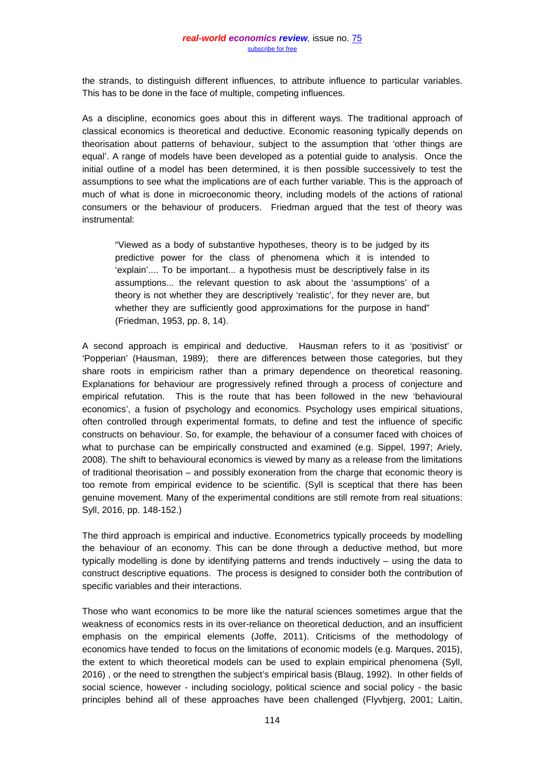the strands, to distinguish different influences, to attribute influence to particular variables. This has to be done in the face of multiple, competing influences.

As a discipline, economics goes about this in different ways. The traditional approach of classical economics is theoretical and deductive. Economic reasoning typically depends on theorisation about patterns of behaviour, subject to the assumption that 'other things are equal'. A range of models have been developed as a potential guide to analysis. Once the initial outline of a model has been determined, it is then possible successively to test the assumptions to see what the implications are of each further variable. This is the approach of much of what is done in microeconomic theory, including models of the actions of rational consumers or the behaviour of producers. Friedman argued that the test of theory was instrumental:

> "Viewed as a body of substantive hypotheses, theory is to be judged by its predictive power for the class of phenomena which it is intended to 'explain'.... To be important... a hypothesis must be descriptively false in its assumptions... the relevant question to ask about the 'assumptions' of a theory is not whether they are descriptively 'realistic', for they never are, but whether they are sufficiently good approximations for the purpose in hand" (Friedman, 1953, pp. 8, 14).

A second approach is empirical and deductive. Hausman refers to it as 'positivist' or 'Popperian' (Hausman, 1989); there are differences between those categories, but they share roots in empiricism rather than a primary dependence on theoretical reasoning. Explanations for behaviour are progressively refined through a process of conjecture and empirical refutation. This is the route that has been followed in the new 'behavioural economics', a fusion of psychology and economics. Psychology uses empirical situations, often controlled through experimental formats, to define and test the influence of specific constructs on behaviour. So, for example, the behaviour of a consumer faced with choices of what to purchase can be empirically constructed and examined (e.g. Sippel, 1997; Ariely, 2008). The shift to behavioural economics is viewed by many as a release from the limitations of traditional theorisation – and possibly exoneration from the charge that economic theory is too remote from empirical evidence to be scientific. (Syll is sceptical that there has been genuine movement. Many of the experimental conditions are still remote from real situations: Syll, 2016, pp. 148-152.)

The third approach is empirical and inductive. Econometrics typically proceeds by modelling the behaviour of an economy. This can be done through a deductive method, but more typically modelling is done by identifying patterns and trends inductively – using the data to construct descriptive equations. The process is designed to consider both the contribution of specific variables and their interactions.

Those who want economics to be more like the natural sciences sometimes argue that the weakness of economics rests in its over-reliance on theoretical deduction, and an insufficient emphasis on the empirical elements (Joffe, 2011). Criticisms of the methodology of economics have tended to focus on the limitations of economic models (e.g. Marques, 2015), the extent to which theoretical models can be used to explain empirical phenomena (Syll, 2016) , or the need to strengthen the subject's empirical basis (Blaug, 1992). In other fields of social science, however - including sociology, political science and social policy - the basic principles behind all of these approaches have been challenged (Flyvbjerg, 2001; Laitin,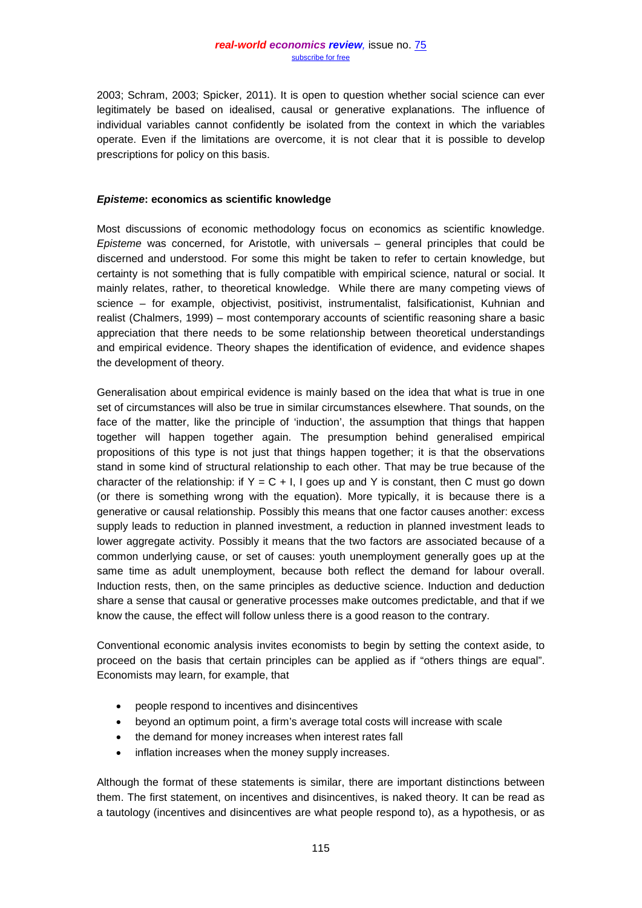2003; Schram, 2003; Spicker, 2011). It is open to question whether social science can ever legitimately be based on idealised, causal or generative explanations. The influence of individual variables cannot confidently be isolated from the context in which the variables operate. Even if the limitations are overcome, it is not clear that it is possible to develop prescriptions for policy on this basis.

### ***Episteme*: economics as scientific knowledge**

Most discussions of economic methodology focus on economics as scientific knowledge. *Episteme* was concerned, for Aristotle, with universals – general principles that could be discerned and understood. For some this might be taken to refer to certain knowledge, but certainty is not something that is fully compatible with empirical science, natural or social. It mainly relates, rather, to theoretical knowledge. While there are many competing views of science – for example, objectivist, positivist, instrumentalist, falsificationist, Kuhnian and realist (Chalmers, 1999) – most contemporary accounts of scientific reasoning share a basic appreciation that there needs to be some relationship between theoretical understandings and empirical evidence. Theory shapes the identification of evidence, and evidence shapes the development of theory.

Generalisation about empirical evidence is mainly based on the idea that what is true in one set of circumstances will also be true in similar circumstances elsewhere. That sounds, on the face of the matter, like the principle of 'induction', the assumption that things that happen together will happen together again. The presumption behind generalised empirical propositions of this type is not just that things happen together; it is that the observations stand in some kind of structural relationship to each other. That may be true because of the character of the relationship: if $Y = C + I$, I goes up and Y is constant, then C must go down (or there is something wrong with the equation). More typically, it is because there is a generative or causal relationship. Possibly this means that one factor causes another: excess supply leads to reduction in planned investment, a reduction in planned investment leads to lower aggregate activity. Possibly it means that the two factors are associated because of a common underlying cause, or set of causes: youth unemployment generally goes up at the same time as adult unemployment, because both reflect the demand for labour overall. Induction rests, then, on the same principles as deductive science. Induction and deduction share a sense that causal or generative processes make outcomes predictable, and that if we know the cause, the effect will follow unless there is a good reason to the contrary.

Conventional economic analysis invites economists to begin by setting the context aside, to proceed on the basis that certain principles can be applied as if "others things are equal". Economists may learn, for example, that

- people respond to incentives and disincentives
- beyond an optimum point, a firm's average total costs will increase with scale
- the demand for money increases when interest rates fall
- inflation increases when the money supply increases.

Although the format of these statements is similar, there are important distinctions between them. The first statement, on incentives and disincentives, is naked theory. It can be read as a tautology (incentives and disincentives are what people respond to), as a hypothesis, or as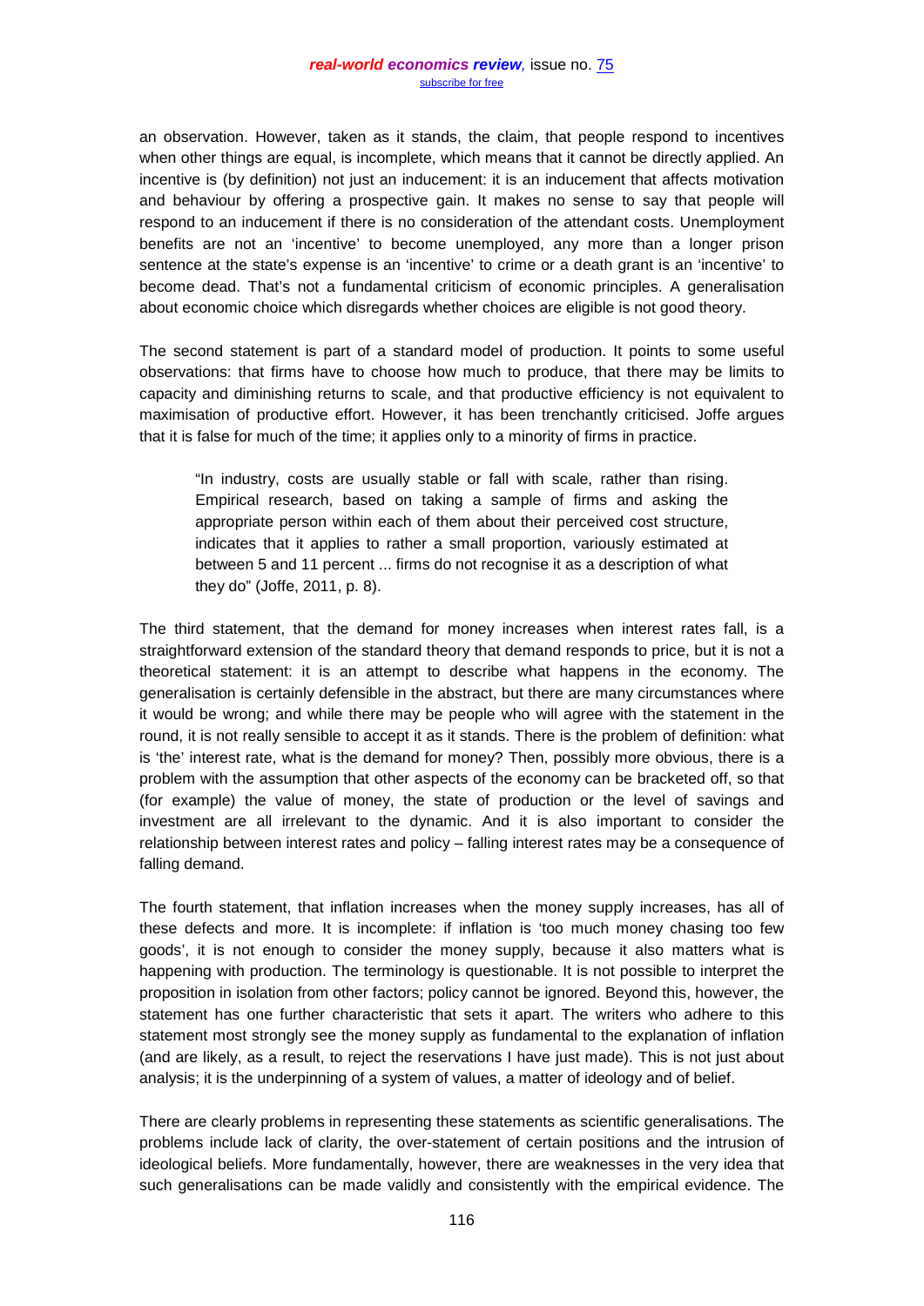an observation. However, taken as it stands, the claim, that people respond to incentives when other things are equal, is incomplete, which means that it cannot be directly applied. An incentive is (by definition) not just an inducement: it is an inducement that affects motivation and behaviour by offering a prospective gain. It makes no sense to say that people will respond to an inducement if there is no consideration of the attendant costs. Unemployment benefits are not an 'incentive' to become unemployed, any more than a longer prison sentence at the state's expense is an 'incentive' to crime or a death grant is an 'incentive' to become dead. That's not a fundamental criticism of economic principles. A generalisation about economic choice which disregards whether choices are eligible is not good theory.

The second statement is part of a standard model of production. It points to some useful observations: that firms have to choose how much to produce, that there may be limits to capacity and diminishing returns to scale, and that productive efficiency is not equivalent to maximisation of productive effort. However, it has been trenchantly criticised. Joffe argues that it is false for much of the time; it applies only to a minority of firms in practice.

> "In industry, costs are usually stable or fall with scale, rather than rising. Empirical research, based on taking a sample of firms and asking the appropriate person within each of them about their perceived cost structure, indicates that it applies to rather a small proportion, variously estimated at between 5 and 11 percent ... firms do not recognise it as a description of what they do" (Joffe, 2011, p. 8).

The third statement, that the demand for money increases when interest rates fall, is a straightforward extension of the standard theory that demand responds to price, but it is not a theoretical statement: it is an attempt to describe what happens in the economy. The generalisation is certainly defensible in the abstract, but there are many circumstances where it would be wrong; and while there may be people who will agree with the statement in the round, it is not really sensible to accept it as it stands. There is the problem of definition: what is 'the' interest rate, what is the demand for money? Then, possibly more obvious, there is a problem with the assumption that other aspects of the economy can be bracketed off, so that (for example) the value of money, the state of production or the level of savings and investment are all irrelevant to the dynamic. And it is also important to consider the relationship between interest rates and policy – falling interest rates may be a consequence of falling demand.

The fourth statement, that inflation increases when the money supply increases, has all of these defects and more. It is incomplete: if inflation is 'too much money chasing too few goods', it is not enough to consider the money supply, because it also matters what is happening with production. The terminology is questionable. It is not possible to interpret the proposition in isolation from other factors; policy cannot be ignored. Beyond this, however, the statement has one further characteristic that sets it apart. The writers who adhere to this statement most strongly see the money supply as fundamental to the explanation of inflation (and are likely, as a result, to reject the reservations I have just made). This is not just about analysis; it is the underpinning of a system of values, a matter of ideology and of belief.

There are clearly problems in representing these statements as scientific generalisations. The problems include lack of clarity, the over-statement of certain positions and the intrusion of ideological beliefs. More fundamentally, however, there are weaknesses in the very idea that such generalisations can be made validly and consistently with the empirical evidence. The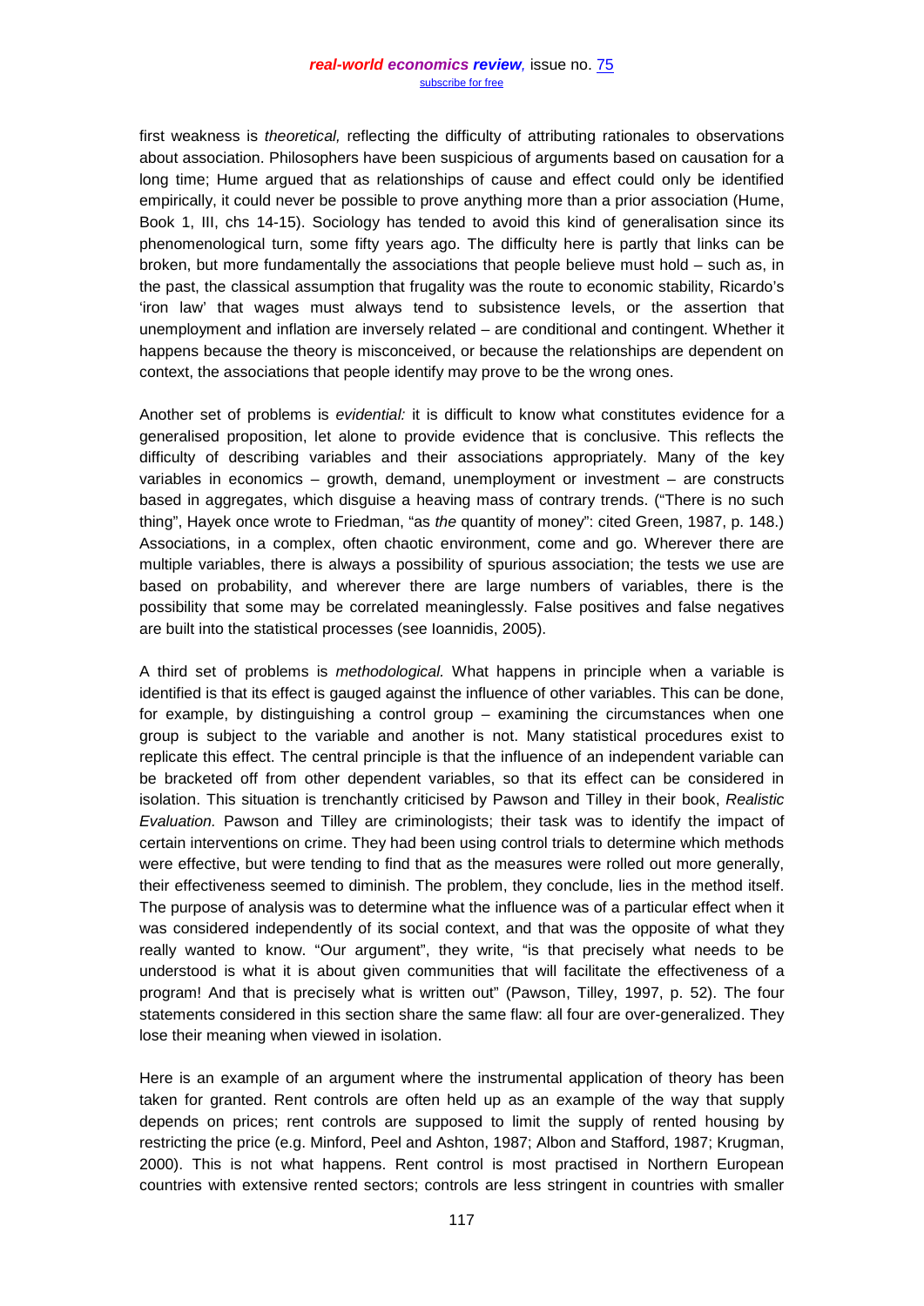first weakness is *theoretical,* reflecting the difficulty of attributing rationales to observations about association. Philosophers have been suspicious of arguments based on causation for a long time; Hume argued that as relationships of cause and effect could only be identified empirically, it could never be possible to prove anything more than a prior association (Hume, Book 1, III, chs 14-15). Sociology has tended to avoid this kind of generalisation since its phenomenological turn, some fifty years ago. The difficulty here is partly that links can be broken, but more fundamentally the associations that people believe must hold – such as, in the past, the classical assumption that frugality was the route to economic stability, Ricardo's 'iron law' that wages must always tend to subsistence levels, or the assertion that unemployment and inflation are inversely related – are conditional and contingent. Whether it happens because the theory is misconceived, or because the relationships are dependent on context, the associations that people identify may prove to be the wrong ones.

Another set of problems is *evidential:* it is difficult to know what constitutes evidence for a generalised proposition, let alone to provide evidence that is conclusive. This reflects the difficulty of describing variables and their associations appropriately. Many of the key variables in economics – growth, demand, unemployment or investment – are constructs based in aggregates, which disguise a heaving mass of contrary trends. ("There is no such thing", Hayek once wrote to Friedman, "as *the* quantity of money": cited Green, 1987, p. 148.) Associations, in a complex, often chaotic environment, come and go. Wherever there are multiple variables, there is always a possibility of spurious association; the tests we use are based on probability, and wherever there are large numbers of variables, there is the possibility that some may be correlated meaninglessly. False positives and false negatives are built into the statistical processes (see Ioannidis, 2005).

A third set of problems is *methodological.* What happens in principle when a variable is identified is that its effect is gauged against the influence of other variables. This can be done, for example, by distinguishing a control group – examining the circumstances when one group is subject to the variable and another is not. Many statistical procedures exist to replicate this effect. The central principle is that the influence of an independent variable can be bracketed off from other dependent variables, so that its effect can be considered in isolation. This situation is trenchantly criticised by Pawson and Tilley in their book, *Realistic Evaluation.* Pawson and Tilley are criminologists; their task was to identify the impact of certain interventions on crime. They had been using control trials to determine which methods were effective, but were tending to find that as the measures were rolled out more generally, their effectiveness seemed to diminish. The problem, they conclude, lies in the method itself. The purpose of analysis was to determine what the influence was of a particular effect when it was considered independently of its social context, and that was the opposite of what they really wanted to know. "Our argument", they write, "is that precisely what needs to be understood is what it is about given communities that will facilitate the effectiveness of a program! And that is precisely what is written out" (Pawson, Tilley, 1997, p. 52). The four statements considered in this section share the same flaw: all four are over-generalized. They lose their meaning when viewed in isolation.

Here is an example of an argument where the instrumental application of theory has been taken for granted. Rent controls are often held up as an example of the way that supply depends on prices; rent controls are supposed to limit the supply of rented housing by restricting the price (e.g. Minford, Peel and Ashton, 1987; Albon and Stafford, 1987; Krugman, 2000). This is not what happens. Rent control is most practised in Northern European countries with extensive rented sectors; controls are less stringent in countries with smaller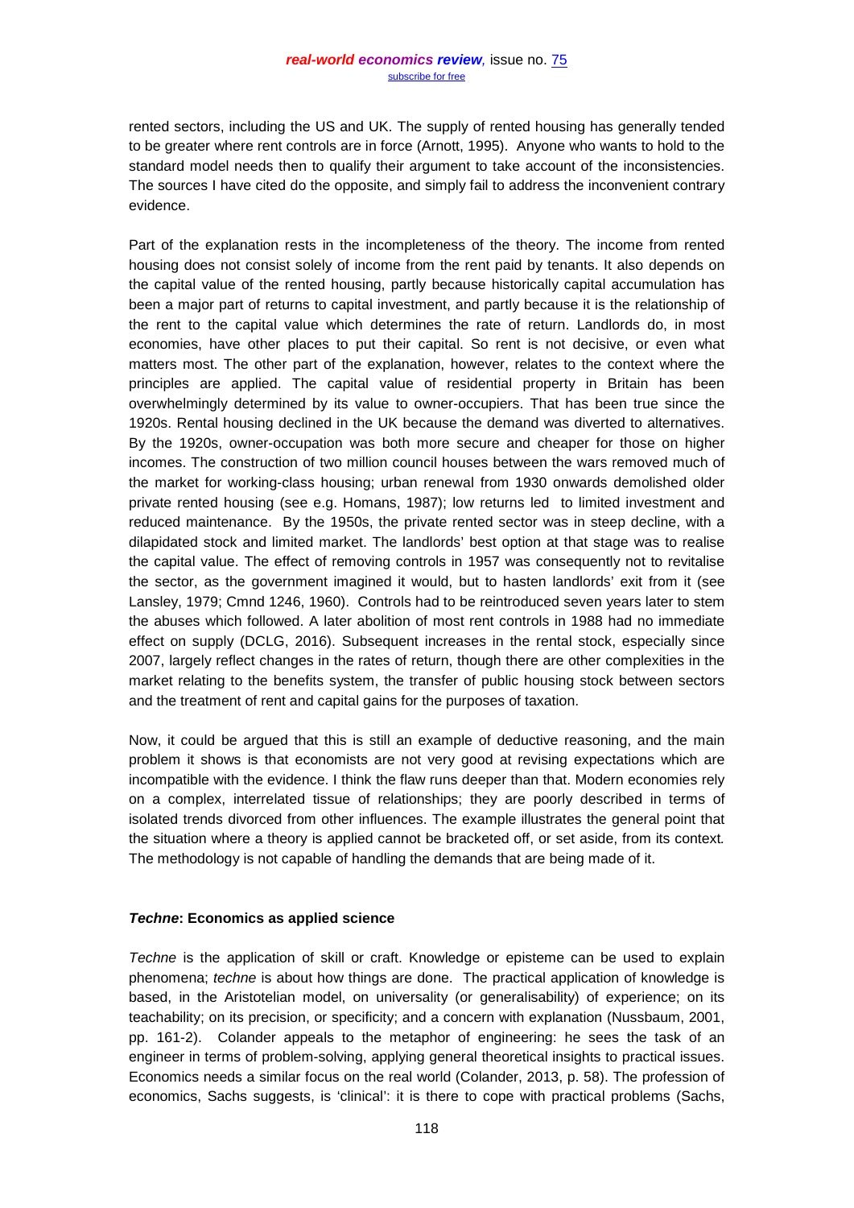rented sectors, including the US and UK. The supply of rented housing has generally tended to be greater where rent controls are in force (Arnott, 1995). Anyone who wants to hold to the standard model needs then to qualify their argument to take account of the inconsistencies. The sources I have cited do the opposite, and simply fail to address the inconvenient contrary evidence.

Part of the explanation rests in the incompleteness of the theory. The income from rented housing does not consist solely of income from the rent paid by tenants. It also depends on the capital value of the rented housing, partly because historically capital accumulation has been a major part of returns to capital investment, and partly because it is the relationship of the rent to the capital value which determines the rate of return. Landlords do, in most economies, have other places to put their capital. So rent is not decisive, or even what matters most. The other part of the explanation, however, relates to the context where the principles are applied. The capital value of residential property in Britain has been overwhelmingly determined by its value to owner-occupiers. That has been true since the 1920s. Rental housing declined in the UK because the demand was diverted to alternatives. By the 1920s, owner-occupation was both more secure and cheaper for those on higher incomes. The construction of two million council houses between the wars removed much of the market for working-class housing; urban renewal from 1930 onwards demolished older private rented housing (see e.g. Homans, 1987); low returns led to limited investment and reduced maintenance. By the 1950s, the private rented sector was in steep decline, with a dilapidated stock and limited market. The landlords' best option at that stage was to realise the capital value. The effect of removing controls in 1957 was consequently not to revitalise the sector, as the government imagined it would, but to hasten landlords' exit from it (see Lansley, 1979; Cmnd 1246, 1960). Controls had to be reintroduced seven years later to stem the abuses which followed. A later abolition of most rent controls in 1988 had no immediate effect on supply (DCLG, 2016). Subsequent increases in the rental stock, especially since 2007, largely reflect changes in the rates of return, though there are other complexities in the market relating to the benefits system, the transfer of public housing stock between sectors and the treatment of rent and capital gains for the purposes of taxation.

Now, it could be argued that this is still an example of deductive reasoning, and the main problem it shows is that economists are not very good at revising expectations which are incompatible with the evidence. I think the flaw runs deeper than that. Modern economies rely on a complex, interrelated tissue of relationships; they are poorly described in terms of isolated trends divorced from other influences. The example illustrates the general point that the situation where a theory is applied cannot be bracketed off, or set aside, from its context. The methodology is not capable of handling the demands that are being made of it.

### *Techne*: Economics as applied science

*Techne* is the application of skill or craft. Knowledge or episteme can be used to explain phenomena; *techne* is about how things are done. The practical application of knowledge is based, in the Aristotelian model, on universality (or generalisability) of experience; on its teachability; on its precision, or specificity; and a concern with explanation (Nussbaum, 2001, pp. 161-2). Colander appeals to the metaphor of engineering: he sees the task of an engineer in terms of problem-solving, applying general theoretical insights to practical issues. Economics needs a similar focus on the real world (Colander, 2013, p. 58). The profession of economics, Sachs suggests, is 'clinical': it is there to cope with practical problems (Sachs,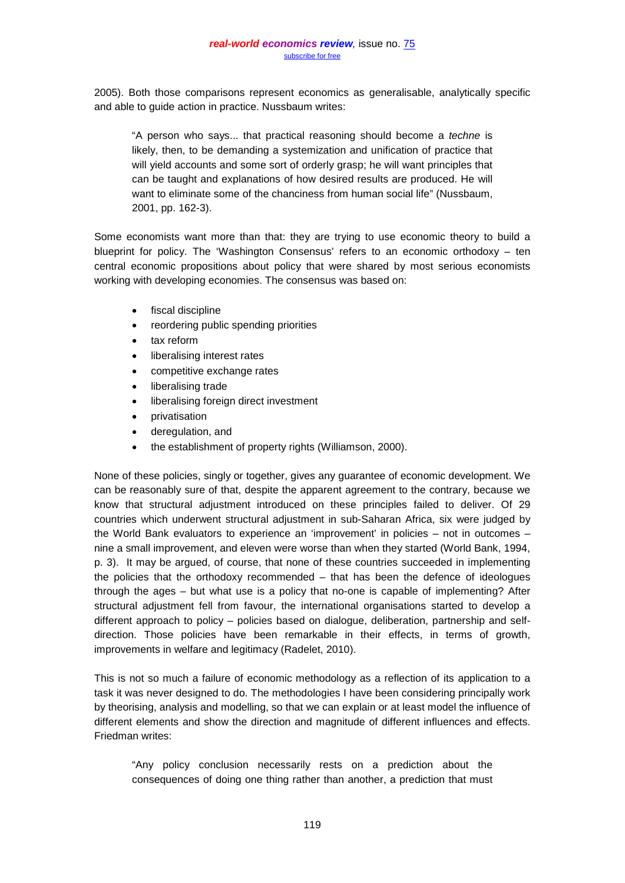2005). Both those comparisons represent economics as generalisable, analytically specific and able to guide action in practice. Nussbaum writes:

> "A person who says... that practical reasoning should become a *techne* is likely, then, to be demanding a systemization and unification of practice that will yield accounts and some sort of orderly grasp; he will want principles that can be taught and explanations of how desired results are produced. He will want to eliminate some of the chanciness from human social life" (Nussbaum, 2001, pp. 162-3).

Some economists want more than that: they are trying to use economic theory to build a blueprint for policy. The 'Washington Consensus' refers to an economic orthodoxy – ten central economic propositions about policy that were shared by most serious economists working with developing economies. The consensus was based on:

- fiscal discipline
- reordering public spending priorities
- tax reform
- liberalising interest rates
- competitive exchange rates
- liberalising trade
- liberalising foreign direct investment
- privatisation
- deregulation, and
- the establishment of property rights (Williamson, 2000).

None of these policies, singly or together, gives any guarantee of economic development. We can be reasonably sure of that, despite the apparent agreement to the contrary, because we know that structural adjustment introduced on these principles failed to deliver. Of 29 countries which underwent structural adjustment in sub-Saharan Africa, six were judged by the World Bank evaluators to experience an 'improvement' in policies – not in outcomes – nine a small improvement, and eleven were worse than when they started (World Bank, 1994, p. 3). It may be argued, of course, that none of these countries succeeded in implementing the policies that the orthodoxy recommended – that has been the defence of ideologues through the ages – but what use is a policy that no-one is capable of implementing? After structural adjustment fell from favour, the international organisations started to develop a different approach to policy – policies based on dialogue, deliberation, partnership and self-direction. Those policies have been remarkable in their effects, in terms of growth, improvements in welfare and legitimacy (Radelet, 2010).

This is not so much a failure of economic methodology as a reflection of its application to a task it was never designed to do. The methodologies I have been considering principally work by theorising, analysis and modelling, so that we can explain or at least model the influence of different elements and show the direction and magnitude of different influences and effects. Friedman writes:

> "Any policy conclusion necessarily rests on a prediction about the consequences of doing one thing rather than another, a prediction that must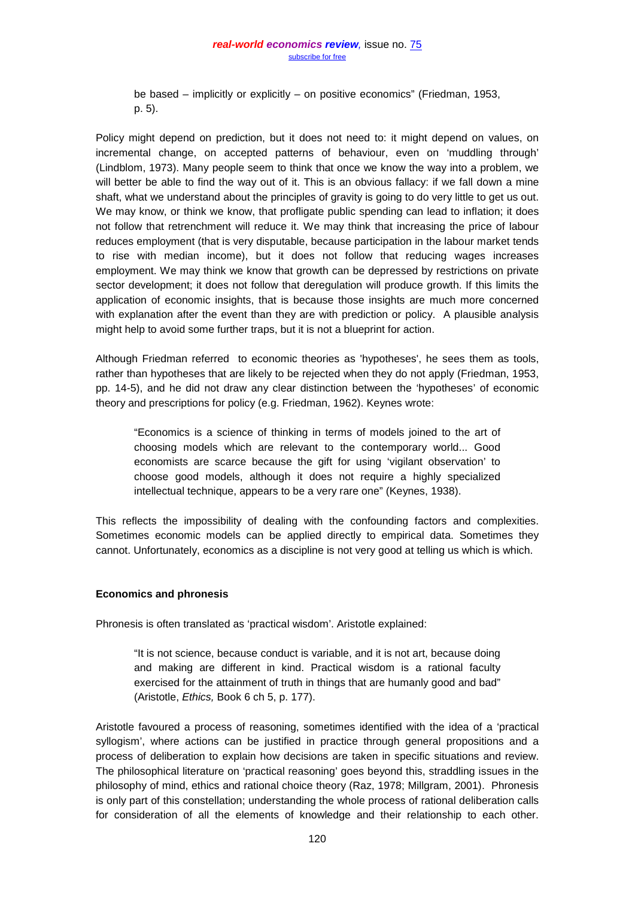be based – implicitly or explicitly – on positive economics" (Friedman, 1953, p. 5).

Policy might depend on prediction, but it does not need to: it might depend on values, on incremental change, on accepted patterns of behaviour, even on 'muddling through' (Lindblom, 1973). Many people seem to think that once we know the way into a problem, we will better be able to find the way out of it. This is an obvious fallacy: if we fall down a mine shaft, what we understand about the principles of gravity is going to do very little to get us out. We may know, or think we know, that profligate public spending can lead to inflation; it does not follow that retrenchment will reduce it. We may think that increasing the price of labour reduces employment (that is very disputable, because participation in the labour market tends to rise with median income), but it does not follow that reducing wages increases employment. We may think we know that growth can be depressed by restrictions on private sector development; it does not follow that deregulation will produce growth. If this limits the application of economic insights, that is because those insights are much more concerned with explanation after the event than they are with prediction or policy. A plausible analysis might help to avoid some further traps, but it is not a blueprint for action.

Although Friedman referred to economic theories as 'hypotheses', he sees them as tools, rather than hypotheses that are likely to be rejected when they do not apply (Friedman, 1953, pp. 14-5), and he did not draw any clear distinction between the 'hypotheses' of economic theory and prescriptions for policy (e.g. Friedman, 1962). Keynes wrote:

> "Economics is a science of thinking in terms of models joined to the art of choosing models which are relevant to the contemporary world... Good economists are scarce because the gift for using 'vigilant observation' to choose good models, although it does not require a highly specialized intellectual technique, appears to be a very rare one" (Keynes, 1938).

This reflects the impossibility of dealing with the confounding factors and complexities. Sometimes economic models can be applied directly to empirical data. Sometimes they cannot. Unfortunately, economics as a discipline is not very good at telling us which is which.

### Economics and phronesis

Phronesis is often translated as 'practical wisdom'. Aristotle explained:

> "It is not science, because conduct is variable, and it is not art, because doing and making are different in kind. Practical wisdom is a rational faculty exercised for the attainment of truth in things that are humanly good and bad" (Aristotle, *Ethics,* Book 6 ch 5, p. 177).

Aristotle favoured a process of reasoning, sometimes identified with the idea of a 'practical syllogism', where actions can be justified in practice through general propositions and a process of deliberation to explain how decisions are taken in specific situations and review. The philosophical literature on 'practical reasoning' goes beyond this, straddling issues in the philosophy of mind, ethics and rational choice theory (Raz, 1978; Millgram, 2001). Phronesis is only part of this constellation; understanding the whole process of rational deliberation calls for consideration of all the elements of knowledge and their relationship to each other.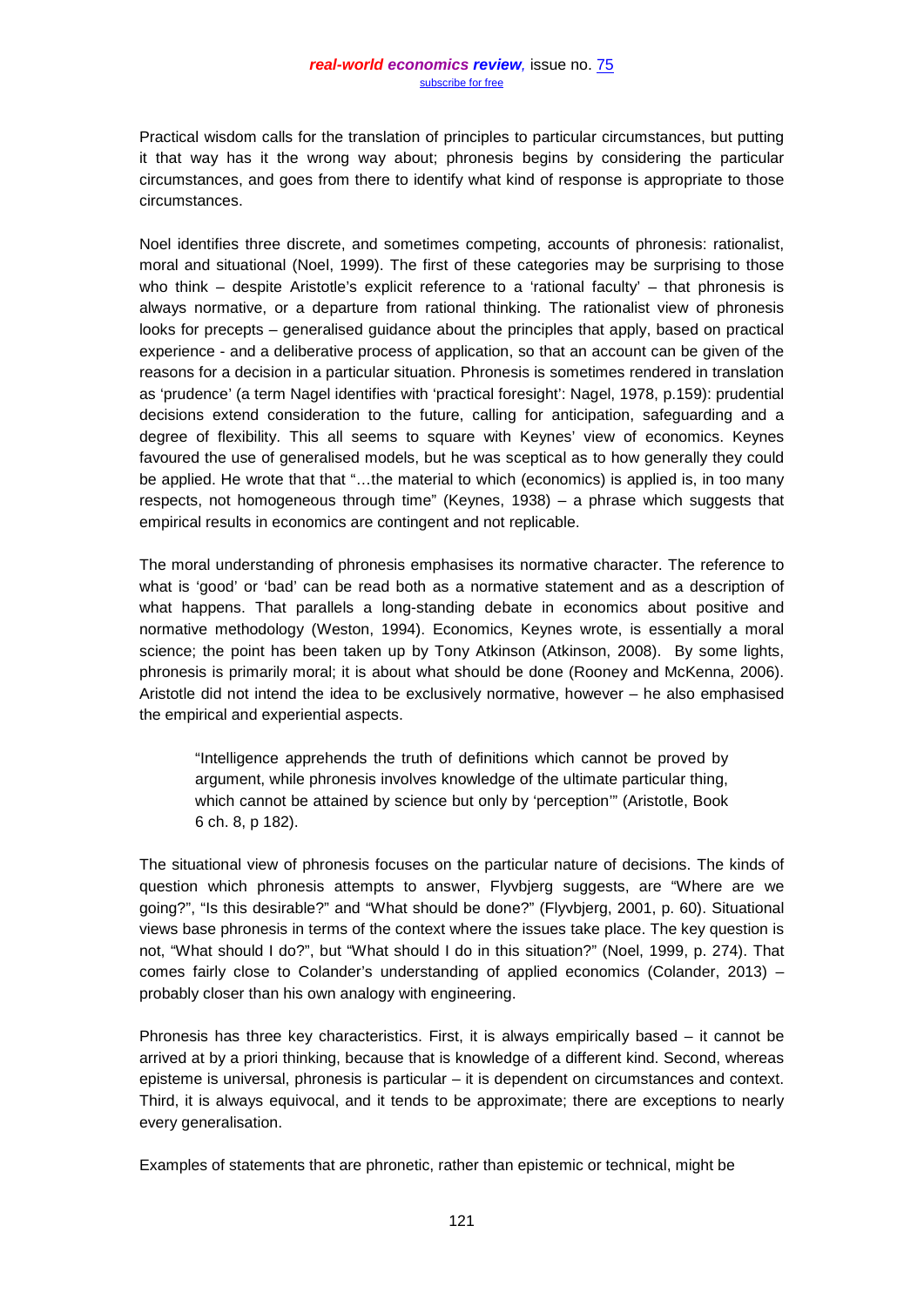Practical wisdom calls for the translation of principles to particular circumstances, but putting it that way has it the wrong way about; phronesis begins by considering the particular circumstances, and goes from there to identify what kind of response is appropriate to those circumstances.

Noel identifies three discrete, and sometimes competing, accounts of phronesis: rationalist, moral and situational (Noel, 1999). The first of these categories may be surprising to those who think – despite Aristotle's explicit reference to a 'rational faculty' – that phronesis is always normative, or a departure from rational thinking. The rationalist view of phronesis looks for precepts – generalised guidance about the principles that apply, based on practical experience - and a deliberative process of application, so that an account can be given of the reasons for a decision in a particular situation. Phronesis is sometimes rendered in translation as 'prudence' (a term Nagel identifies with 'practical foresight': Nagel, 1978, p.159): prudential decisions extend consideration to the future, calling for anticipation, safeguarding and a degree of flexibility. This all seems to square with Keynes' view of economics. Keynes favoured the use of generalised models, but he was sceptical as to how generally they could be applied. He wrote that that "…the material to which (economics) is applied is, in too many respects, not homogeneous through time" (Keynes, 1938) – a phrase which suggests that empirical results in economics are contingent and not replicable.

The moral understanding of phronesis emphasises its normative character. The reference to what is 'good' or 'bad' can be read both as a normative statement and as a description of what happens. That parallels a long-standing debate in economics about positive and normative methodology (Weston, 1994). Economics, Keynes wrote, is essentially a moral science; the point has been taken up by Tony Atkinson (Atkinson, 2008). By some lights, phronesis is primarily moral; it is about what should be done (Rooney and McKenna, 2006). Aristotle did not intend the idea to be exclusively normative, however – he also emphasised the empirical and experiential aspects.

> "Intelligence apprehends the truth of definitions which cannot be proved by argument, while phronesis involves knowledge of the ultimate particular thing, which cannot be attained by science but only by 'perception'" (Aristotle, Book 6 ch. 8, p 182).

The situational view of phronesis focuses on the particular nature of decisions. The kinds of question which phronesis attempts to answer, Flyvbjerg suggests, are "Where are we going?", "Is this desirable?" and "What should be done?" (Flyvbjerg, 2001, p. 60). Situational views base phronesis in terms of the context where the issues take place. The key question is not, "What should I do?", but "What should I do in this situation?" (Noel, 1999, p. 274). That comes fairly close to Colander's understanding of applied economics (Colander, 2013) – probably closer than his own analogy with engineering.

Phronesis has three key characteristics. First, it is always empirically based – it cannot be arrived at by a priori thinking, because that is knowledge of a different kind. Second, whereas episteme is universal, phronesis is particular – it is dependent on circumstances and context. Third, it is always equivocal, and it tends to be approximate; there are exceptions to nearly every generalisation.

Examples of statements that are phronetic, rather than epistemic or technical, might be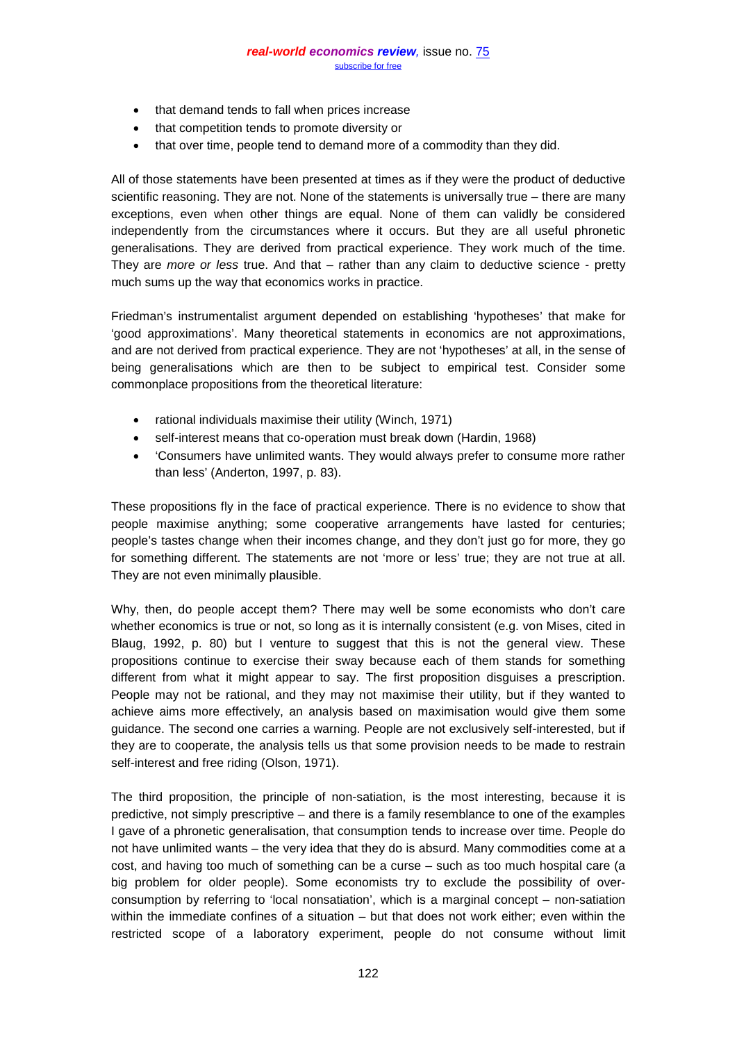- that demand tends to fall when prices increase
- that competition tends to promote diversity or
- that over time, people tend to demand more of a commodity than they did.

All of those statements have been presented at times as if they were the product of deductive scientific reasoning. They are not. None of the statements is universally true – there are many exceptions, even when other things are equal. None of them can validly be considered independently from the circumstances where it occurs. But they are all useful phronetic generalisations. They are derived from practical experience. They work much of the time. They are *more or less* true. And that – rather than any claim to deductive science - pretty much sums up the way that economics works in practice.

Friedman's instrumentalist argument depended on establishing 'hypotheses' that make for 'good approximations'. Many theoretical statements in economics are not approximations, and are not derived from practical experience. They are not 'hypotheses' at all, in the sense of being generalisations which are then to be subject to empirical test. Consider some commonplace propositions from the theoretical literature:

- rational individuals maximise their utility (Winch, 1971)
- self-interest means that co-operation must break down (Hardin, 1968)
- 'Consumers have unlimited wants. They would always prefer to consume more rather than less' (Anderton, 1997, p. 83).

These propositions fly in the face of practical experience. There is no evidence to show that people maximise anything; some cooperative arrangements have lasted for centuries; people's tastes change when their incomes change, and they don't just go for more, they go for something different. The statements are not 'more or less' true; they are not true at all. They are not even minimally plausible.

Why, then, do people accept them? There may well be some economists who don't care whether economics is true or not, so long as it is internally consistent (e.g. von Mises, cited in Blaug, 1992, p. 80) but I venture to suggest that this is not the general view. These propositions continue to exercise their sway because each of them stands for something different from what it might appear to say. The first proposition disguises a prescription. People may not be rational, and they may not maximise their utility, but if they wanted to achieve aims more effectively, an analysis based on maximisation would give them some guidance. The second one carries a warning. People are not exclusively self-interested, but if they are to cooperate, the analysis tells us that some provision needs to be made to restrain self-interest and free riding (Olson, 1971).

The third proposition, the principle of non-satiation, is the most interesting, because it is predictive, not simply prescriptive – and there is a family resemblance to one of the examples I gave of a phronetic generalisation, that consumption tends to increase over time. People do not have unlimited wants – the very idea that they do is absurd. Many commodities come at a cost, and having too much of something can be a curse – such as too much hospital care (a big problem for older people). Some economists try to exclude the possibility of over-consumption by referring to 'local nonsatiation', which is a marginal concept – non-satiation within the immediate confines of a situation – but that does not work either; even within the restricted scope of a laboratory experiment, people do not consume without limit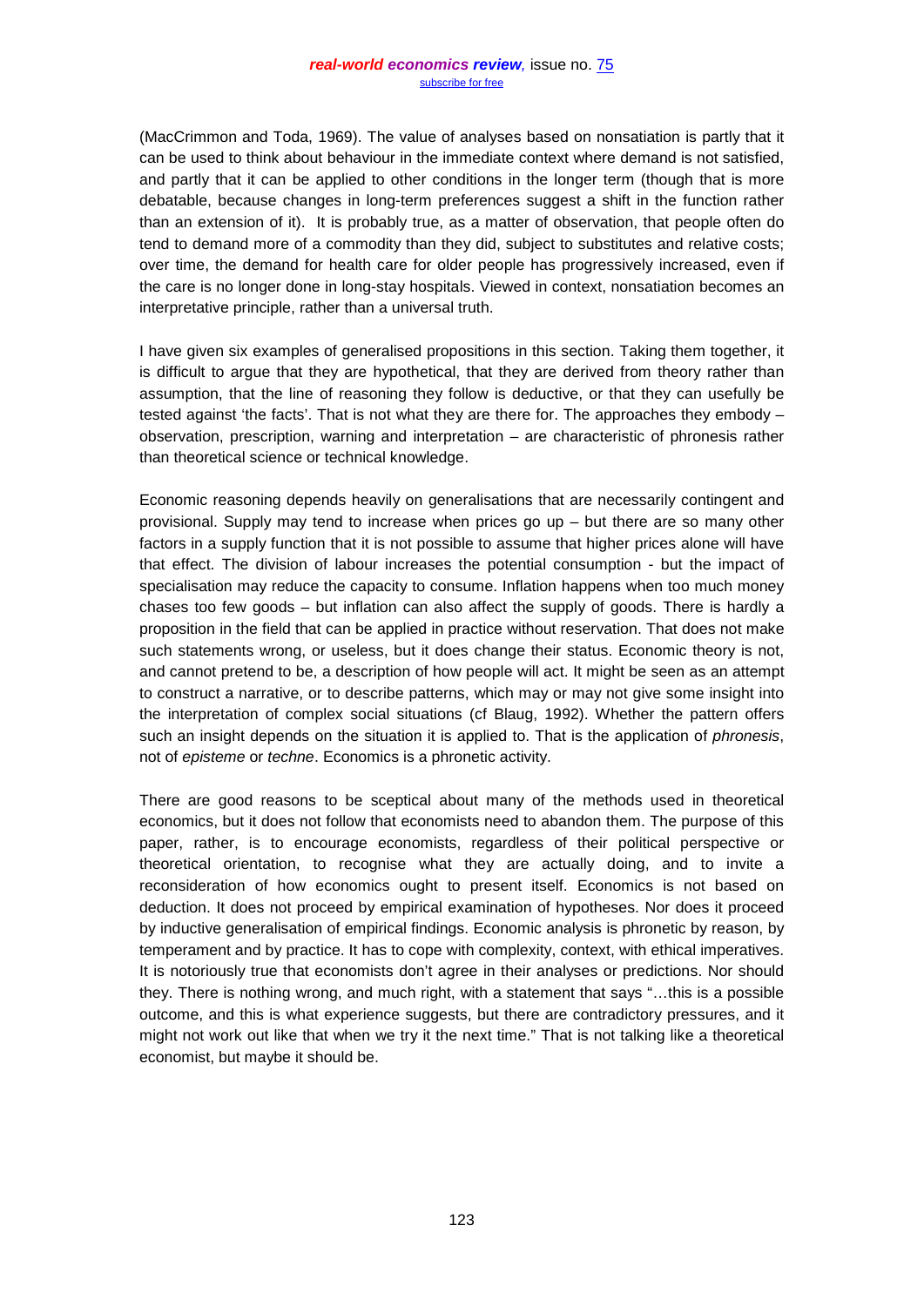(MacCrimmon and Toda, 1969). The value of analyses based on nonsatiation is partly that it can be used to think about behaviour in the immediate context where demand is not satisfied, and partly that it can be applied to other conditions in the longer term (though that is more debatable, because changes in long-term preferences suggest a shift in the function rather than an extension of it). It is probably true, as a matter of observation, that people often do tend to demand more of a commodity than they did, subject to substitutes and relative costs; over time, the demand for health care for older people has progressively increased, even if the care is no longer done in long-stay hospitals. Viewed in context, nonsatiation becomes an interpretative principle, rather than a universal truth.

I have given six examples of generalised propositions in this section. Taking them together, it is difficult to argue that they are hypothetical, that they are derived from theory rather than assumption, that the line of reasoning they follow is deductive, or that they can usefully be tested against 'the facts'. That is not what they are there for. The approaches they embody – observation, prescription, warning and interpretation – are characteristic of phronesis rather than theoretical science or technical knowledge.

Economic reasoning depends heavily on generalisations that are necessarily contingent and provisional. Supply may tend to increase when prices go up – but there are so many other factors in a supply function that it is not possible to assume that higher prices alone will have that effect. The division of labour increases the potential consumption - but the impact of specialisation may reduce the capacity to consume. Inflation happens when too much money chases too few goods – but inflation can also affect the supply of goods. There is hardly a proposition in the field that can be applied in practice without reservation. That does not make such statements wrong, or useless, but it does change their status. Economic theory is not, and cannot pretend to be, a description of how people will act. It might be seen as an attempt to construct a narrative, or to describe patterns, which may or may not give some insight into the interpretation of complex social situations (cf Blaug, 1992). Whether the pattern offers such an insight depends on the situation it is applied to. That is the application of *phronesis*, not of *episteme* or *techne*. Economics is a phronetic activity.

There are good reasons to be sceptical about many of the methods used in theoretical economics, but it does not follow that economists need to abandon them. The purpose of this paper, rather, is to encourage economists, regardless of their political perspective or theoretical orientation, to recognise what they are actually doing, and to invite a reconsideration of how economics ought to present itself. Economics is not based on deduction. It does not proceed by empirical examination of hypotheses. Nor does it proceed by inductive generalisation of empirical findings. Economic analysis is phronetic by reason, by temperament and by practice. It has to cope with complexity, context, with ethical imperatives. It is notoriously true that economists don't agree in their analyses or predictions. Nor should they. There is nothing wrong, and much right, with a statement that says "…this is a possible outcome, and this is what experience suggests, but there are contradictory pressures, and it might not work out like that when we try it the next time." That is not talking like a theoretical economist, but maybe it should be.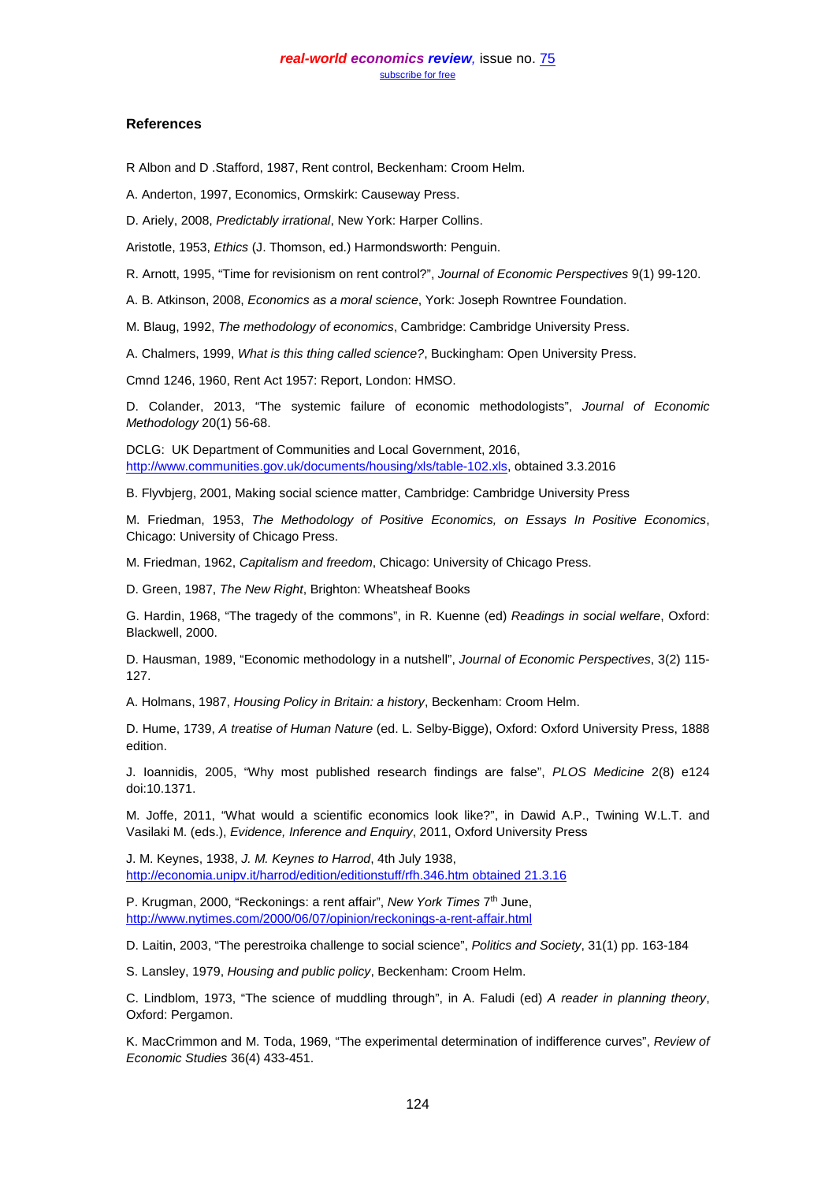## References

R Albon and D .Stafford, 1987, Rent control, Beckenham: Croom Helm.

A. Anderton, 1997, Economics, Ormskirk: Causeway Press.

D. Ariely, 2008, *Predictably irrational*, New York: Harper Collins.

Aristotle, 1953, *Ethics* (J. Thomson, ed.) Harmondsworth: Penguin.

R. Arnott, 1995, "Time for revisionism on rent control?", *Journal of Economic Perspectives* 9(1) 99-120.

A. B. Atkinson, 2008, *Economics as a moral science*, York: Joseph Rowntree Foundation.

M. Blaug, 1992, *The methodology of economics*, Cambridge: Cambridge University Press.

A. Chalmers, 1999, *What is this thing called science?*, Buckingham: Open University Press.

Cmnd 1246, 1960, Rent Act 1957: Report, London: HMSO.

D. Colander, 2013, "The systemic failure of economic methodologists", *Journal of Economic Methodology* 20(1) 56-68.

DCLG: UK Department of Communities and Local Government, 2016, http://www.communities.gov.uk/documents/housing/xls/table-102.xls, obtained 3.3.2016

B. Flyvbjerg, 2001, Making social science matter, Cambridge: Cambridge University Press

M. Friedman, 1953, *The Methodology of Positive Economics, on Essays In Positive Economics*, Chicago: University of Chicago Press.

M. Friedman, 1962, *Capitalism and freedom*, Chicago: University of Chicago Press.

D. Green, 1987, *The New Right*, Brighton: Wheatsheaf Books

G. Hardin, 1968, "The tragedy of the commons", in R. Kuenne (ed) *Readings in social welfare*, Oxford: Blackwell, 2000.

D. Hausman, 1989, "Economic methodology in a nutshell", *Journal of Economic Perspectives*, 3(2) 115-127.

A. Holmans, 1987, *Housing Policy in Britain: a history*, Beckenham: Croom Helm.

D. Hume, 1739, *A treatise of Human Nature* (ed. L. Selby-Bigge), Oxford: Oxford University Press, 1888 edition.

J. Ioannidis, 2005, "Why most published research findings are false", *PLOS Medicine* 2(8) e124 doi:10.1371.

M. Joffe, 2011, "What would a scientific economics look like?", in Dawid A.P., Twining W.L.T. and Vasilaki M. (eds.), *Evidence, Inference and Enquiry*, 2011, Oxford University Press

J. M. Keynes, 1938, *J. M. Keynes to Harrod*, 4th July 1938, http://economia.unipv.it/harrod/edition/editionstuff/rfh.346.htm obtained 21.3.16

P. Krugman, 2000, "Reckonings: a rent affair", *New York Times* 7th June, http://www.nytimes.com/2000/06/07/opinion/reckonings-a-rent-affair.html

D. Laitin, 2003, "The perestroika challenge to social science", *Politics and Society*, 31(1) pp. 163-184

S. Lansley, 1979, *Housing and public policy*, Beckenham: Croom Helm.

C. Lindblom, 1973, "The science of muddling through", in A. Faludi (ed) *A reader in planning theory*, Oxford: Pergamon.

K. MacCrimmon and M. Toda, 1969, "The experimental determination of indifference curves", *Review of Economic Studies* 36(4) 433-451.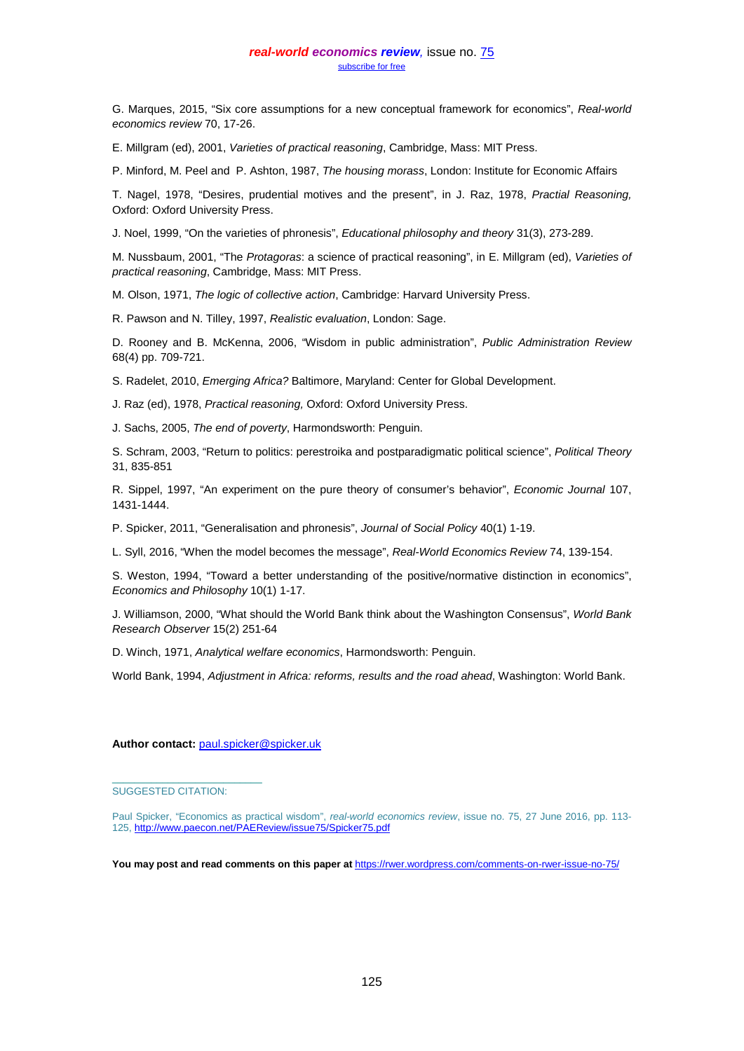G. Marques, 2015, "Six core assumptions for a new conceptual framework for economics", *Real-world economics review* 70, 17-26.

E. Millgram (ed), 2001, *Varieties of practical reasoning*, Cambridge, Mass: MIT Press.

P. Minford, M. Peel and P. Ashton, 1987, *The housing morass*, London: Institute for Economic Affairs

T. Nagel, 1978, "Desires, prudential motives and the present", in J. Raz, 1978, *Practial Reasoning,* Oxford: Oxford University Press.

J. Noel, 1999, "On the varieties of phronesis", *Educational philosophy and theory* 31(3), 273-289.

M. Nussbaum, 2001, "The *Protagoras*: a science of practical reasoning", in E. Millgram (ed), *Varieties of practical reasoning*, Cambridge, Mass: MIT Press.

M. Olson, 1971, *The logic of collective action*, Cambridge: Harvard University Press.

R. Pawson and N. Tilley, 1997, *Realistic evaluation*, London: Sage.

D. Rooney and B. McKenna, 2006, "Wisdom in public administration", *Public Administration Review* 68(4) pp. 709-721.

S. Radelet, 2010, *Emerging Africa?* Baltimore, Maryland: Center for Global Development.

J. Raz (ed), 1978, *Practical reasoning,* Oxford: Oxford University Press.

J. Sachs, 2005, *The end of poverty*, Harmondsworth: Penguin.

S. Schram, 2003, "Return to politics: perestroika and postparadigmatic political science", *Political Theory* 31, 835-851

R. Sippel, 1997, "An experiment on the pure theory of consumer's behavior", *Economic Journal* 107, 1431-1444.

P. Spicker, 2011, "Generalisation and phronesis", *Journal of Social Policy* 40(1) 1-19.

L. Syll, 2016, "When the model becomes the message", *Real-World Economics Review* 74, 139-154.

S. Weston, 1994, "Toward a better understanding of the positive/normative distinction in economics", *Economics and Philosophy* 10(1) 1-17.

J. Williamson, 2000, "What should the World Bank think about the Washington Consensus", *World Bank Research Observer* 15(2) 251-64

D. Winch, 1971, *Analytical welfare economics*, Harmondsworth: Penguin.

World Bank, 1994, *Adjustment in Africa: reforms, results and the road ahead*, Washington: World Bank.

**Author contact:** paul.spicker@spicker.uk

---

SUGGESTED CITATION:

Paul Spicker, "Economics as practical wisdom", *real-world economics review*, issue no. 75, 27 June 2016, pp. 113-125, http://www.paecon.net/PAEReview/issue75/Spicker75.pdf

**You may post and read comments on this paper at** https://rwer.wordpress.com/comments-on-rwer-issue-no-75/